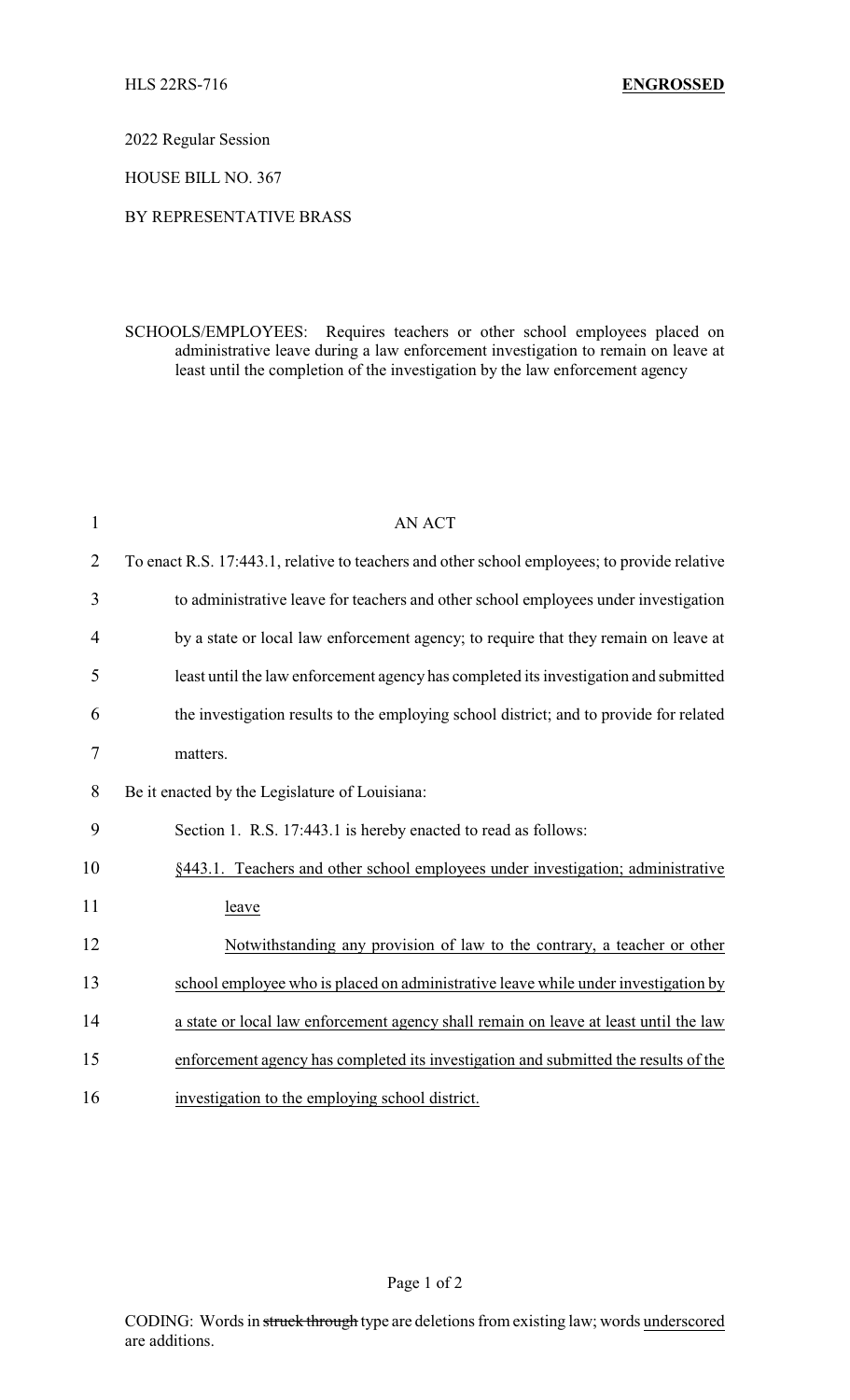HLS 22RS-716 **ENGROSSED**

2022 Regular Session

HOUSE BILL NO. 367

BY REPRESENTATIVE BRASS

SCHOOLS/EMPLOYEES: Requires teachers or other school employees placed on administrative leave during a law enforcement investigation to remain on leave at least until the completion of the investigation by the law enforcement agency

AN ACT

To enact R.S. 17:443.1, relative to teachers and other school employees; to provide relative to administrative leave for teachers and other school employees under investigation by a state or local law enforcement agency; to require that they remain on leave at least until the law enforcement agency has completed its investigation and submitted the investigation results to the employing school district; and to provide for related matters.

Be it enacted by the Legislature of Louisiana:

Section 1. R.S. 17:443.1 is hereby enacted to read as follows:

<u>§443.1. Teachers and other school employees under investigation; administrative leave</u>

<u>Notwithstanding any provision of law to the contrary, a teacher or other school employee who is placed on administrative leave while under investigation by a state or local law enforcement agency shall remain on leave at least until the law enforcement agency has completed its investigation and submitted the results of the investigation to the employing school district.</u>

CODING: Words in ~~struck through~~ type are deletions from existing law; words <u>underscored</u> are additions.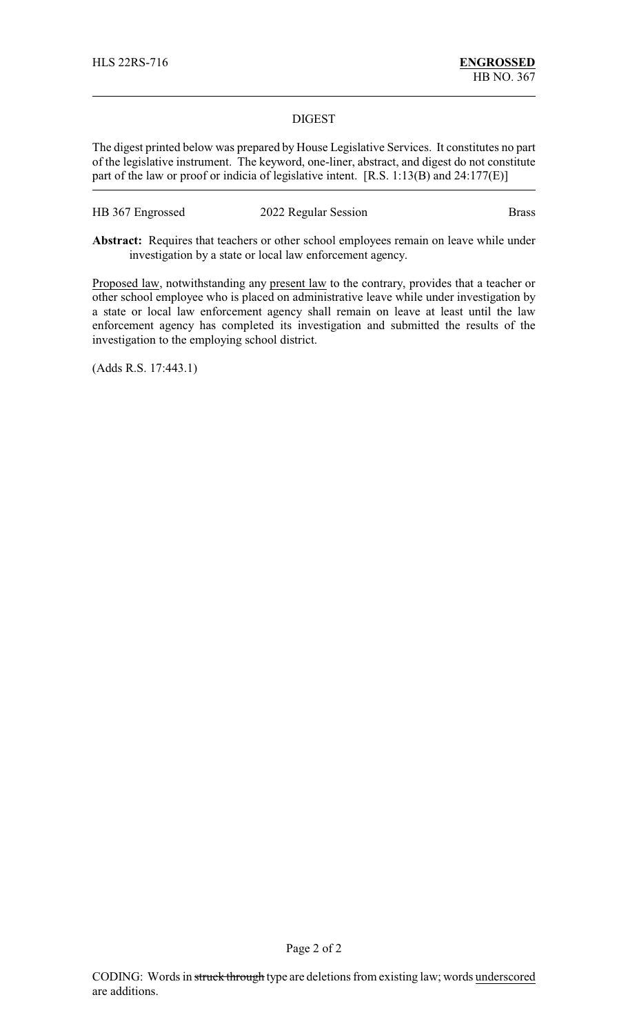HLS 22RS-716 **ENGROSSED**
HB NO. 367

DIGEST

The digest printed below was prepared by House Legislative Services. It constitutes no part of the legislative instrument. The keyword, one-liner, abstract, and digest do not constitute part of the law or proof or indicia of legislative intent. [R.S. 1:13(B) and 24:177(E)]

HB 367 Engrossed 2022 Regular Session Brass

**Abstract:** Requires that teachers or other school employees remain on leave while under investigation by a state or local law enforcement agency.

Proposed law, notwithstanding any present law to the contrary, provides that a teacher or other school employee who is placed on administrative leave while under investigation by a state or local law enforcement agency shall remain on leave at least until the law enforcement agency has completed its investigation and submitted the results of the investigation to the employing school district.

(Adds R.S. 17:443.1)

CODING: Words in ~~struck through~~ type are deletions from existing law; words underscored are additions.